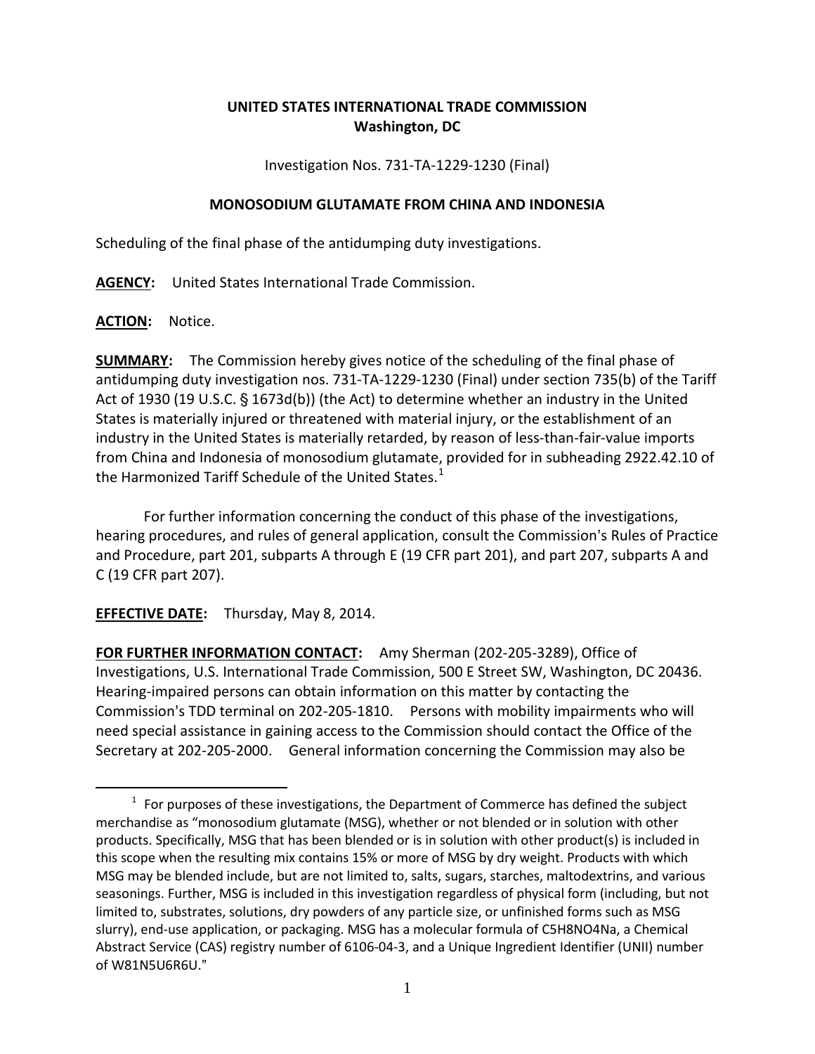**UNITED STATES INTERNATIONAL TRADE COMMISSION**
**Washington, DC**

Investigation Nos. 731-TA-1229-1230 (Final)

**MONOSODIUM GLUTAMATE FROM CHINA AND INDONESIA**

Scheduling of the final phase of the antidumping duty investigations.

**AGENCY:** United States International Trade Commission.

**ACTION:** Notice.

**SUMMARY:** The Commission hereby gives notice of the scheduling of the final phase of antidumping duty investigation nos. 731-TA-1229-1230 (Final) under section 735(b) of the Tariff Act of 1930 (19 U.S.C. § 1673d(b)) (the Act) to determine whether an industry in the United States is materially injured or threatened with material injury, or the establishment of an industry in the United States is materially retarded, by reason of less-than-fair-value imports from China and Indonesia of monosodium glutamate, provided for in subheading 2922.42.10 of the Harmonized Tariff Schedule of the United States.[1]

For further information concerning the conduct of this phase of the investigations, hearing procedures, and rules of general application, consult the Commission's Rules of Practice and Procedure, part 201, subparts A through E (19 CFR part 201), and part 207, subparts A and C (19 CFR part 207).

**EFFECTIVE DATE:** Thursday, May 8, 2014.

**FOR FURTHER INFORMATION CONTACT:** Amy Sherman (202-205-3289), Office of Investigations, U.S. International Trade Commission, 500 E Street SW, Washington, DC 20436. Hearing-impaired persons can obtain information on this matter by contacting the Commission's TDD terminal on 202-205-1810. Persons with mobility impairments who will need special assistance in gaining access to the Commission should contact the Office of the Secretary at 202-205-2000. General information concerning the Commission may also be

[1] For purposes of these investigations, the Department of Commerce has defined the subject merchandise as "monosodium glutamate (MSG), whether or not blended or in solution with other products. Specifically, MSG that has been blended or is in solution with other product(s) is included in this scope when the resulting mix contains 15% or more of MSG by dry weight. Products with which MSG may be blended include, but are not limited to, salts, sugars, starches, maltodextrins, and various seasonings. Further, MSG is included in this investigation regardless of physical form (including, but not limited to, substrates, solutions, dry powders of any particle size, or unfinished forms such as MSG slurry), end-use application, or packaging. MSG has a molecular formula of $C_5H_8NO_4Na$, a Chemical Abstract Service (CAS) registry number of 6106-04-3, and a Unique Ingredient Identifier (UNII) number of W81N5U6R6U."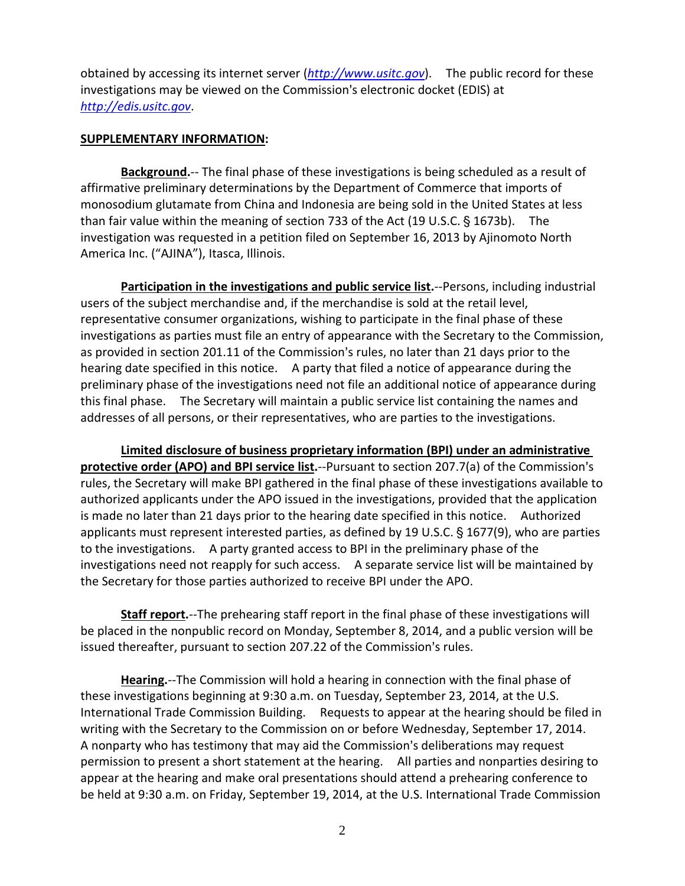obtained by accessing its internet server (*http://www.usitc.gov*). The public record for these investigations may be viewed on the Commission's electronic docket (EDIS) at *http://edis.usitc.gov*.

**SUPPLEMENTARY INFORMATION:**

**Background.**-- The final phase of these investigations is being scheduled as a result of affirmative preliminary determinations by the Department of Commerce that imports of monosodium glutamate from China and Indonesia are being sold in the United States at less than fair value within the meaning of section 733 of the Act (19 U.S.C. § 1673b). The investigation was requested in a petition filed on September 16, 2013 by Ajinomoto North America Inc. ("AJINA"), Itasca, Illinois.

**Participation in the investigations and public service list.**--Persons, including industrial users of the subject merchandise and, if the merchandise is sold at the retail level, representative consumer organizations, wishing to participate in the final phase of these investigations as parties must file an entry of appearance with the Secretary to the Commission, as provided in section 201.11 of the Commission's rules, no later than 21 days prior to the hearing date specified in this notice. A party that filed a notice of appearance during the preliminary phase of the investigations need not file an additional notice of appearance during this final phase. The Secretary will maintain a public service list containing the names and addresses of all persons, or their representatives, who are parties to the investigations.

**Limited disclosure of business proprietary information (BPI) under an administrative protective order (APO) and BPI service list.**--Pursuant to section 207.7(a) of the Commission's rules, the Secretary will make BPI gathered in the final phase of these investigations available to authorized applicants under the APO issued in the investigations, provided that the application is made no later than 21 days prior to the hearing date specified in this notice. Authorized applicants must represent interested parties, as defined by 19 U.S.C. § 1677(9), who are parties to the investigations. A party granted access to BPI in the preliminary phase of the investigations need not reapply for such access. A separate service list will be maintained by the Secretary for those parties authorized to receive BPI under the APO.

**Staff report.**--The prehearing staff report in the final phase of these investigations will be placed in the nonpublic record on Monday, September 8, 2014, and a public version will be issued thereafter, pursuant to section 207.22 of the Commission's rules.

**Hearing.**--The Commission will hold a hearing in connection with the final phase of these investigations beginning at 9:30 a.m. on Tuesday, September 23, 2014, at the U.S. International Trade Commission Building. Requests to appear at the hearing should be filed in writing with the Secretary to the Commission on or before Wednesday, September 17, 2014. A nonparty who has testimony that may aid the Commission's deliberations may request permission to present a short statement at the hearing. All parties and nonparties desiring to appear at the hearing and make oral presentations should attend a prehearing conference to be held at 9:30 a.m. on Friday, September 19, 2014, at the U.S. International Trade Commission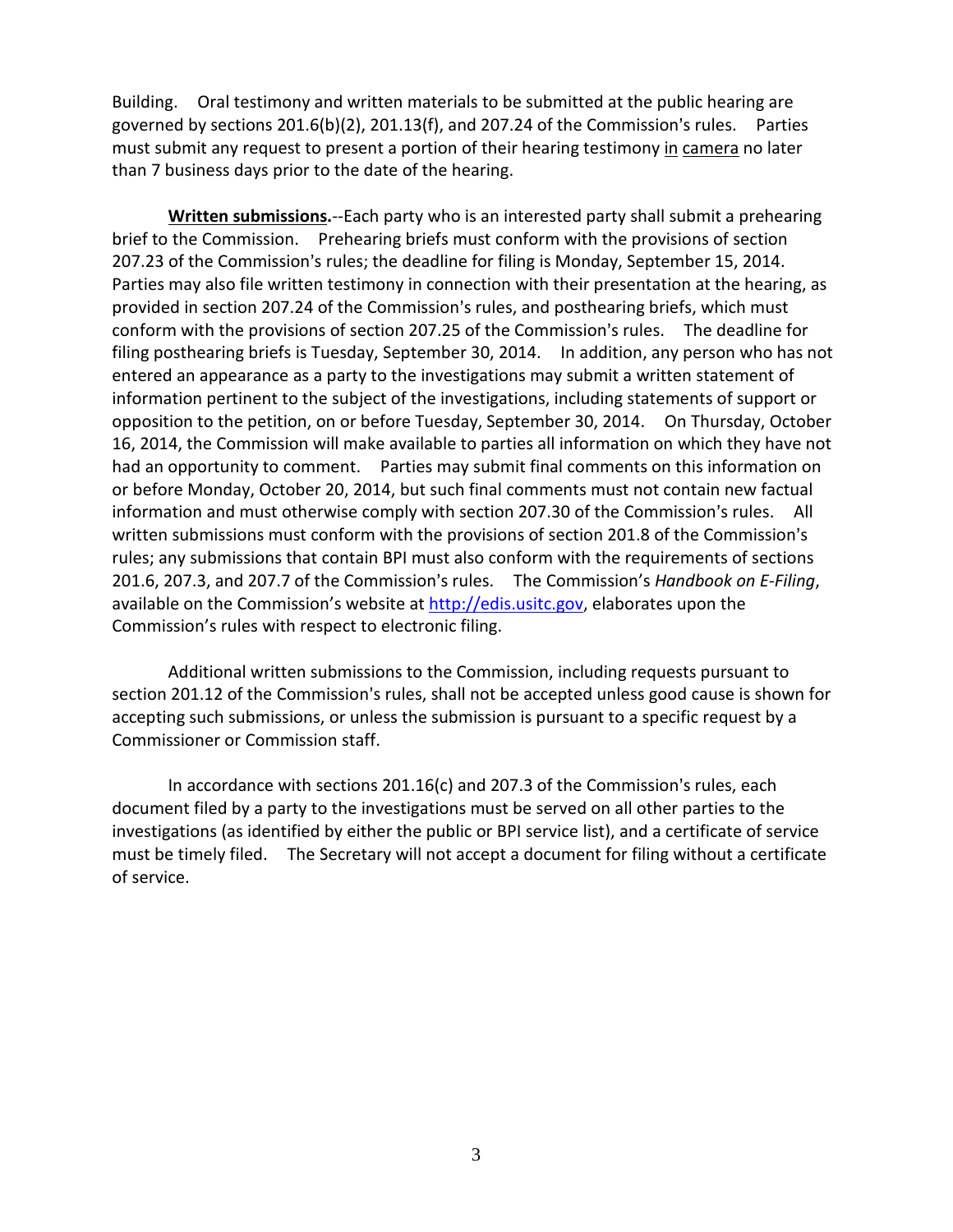Building. Oral testimony and written materials to be submitted at the public hearing are governed by sections 201.6(b)(2), 201.13(f), and 207.24 of the Commission's rules. Parties must submit any request to present a portion of their hearing testimony <u>in camera</u> no later than 7 business days prior to the date of the hearing.

**<u>Written submissions</u>.**--Each party who is an interested party shall submit a prehearing brief to the Commission. Prehearing briefs must conform with the provisions of section 207.23 of the Commission's rules; the deadline for filing is Monday, September 15, 2014. Parties may also file written testimony in connection with their presentation at the hearing, as provided in section 207.24 of the Commission's rules, and posthearing briefs, which must conform with the provisions of section 207.25 of the Commission's rules. The deadline for filing posthearing briefs is Tuesday, September 30, 2014. In addition, any person who has not entered an appearance as a party to the investigations may submit a written statement of information pertinent to the subject of the investigations, including statements of support or opposition to the petition, on or before Tuesday, September 30, 2014. On Thursday, October 16, 2014, the Commission will make available to parties all information on which they have not had an opportunity to comment. Parties may submit final comments on this information on or before Monday, October 20, 2014, but such final comments must not contain new factual information and must otherwise comply with section 207.30 of the Commission's rules. All written submissions must conform with the provisions of section 201.8 of the Commission's rules; any submissions that contain BPI must also conform with the requirements of sections 201.6, 207.3, and 207.7 of the Commission's rules. The Commission's *Handbook on E-Filing*, available on the Commission's website at http://edis.usitc.gov, elaborates upon the Commission's rules with respect to electronic filing.

Additional written submissions to the Commission, including requests pursuant to section 201.12 of the Commission's rules, shall not be accepted unless good cause is shown for accepting such submissions, or unless the submission is pursuant to a specific request by a Commissioner or Commission staff.

In accordance with sections 201.16(c) and 207.3 of the Commission's rules, each document filed by a party to the investigations must be served on all other parties to the investigations (as identified by either the public or BPI service list), and a certificate of service must be timely filed. The Secretary will not accept a document for filing without a certificate of service.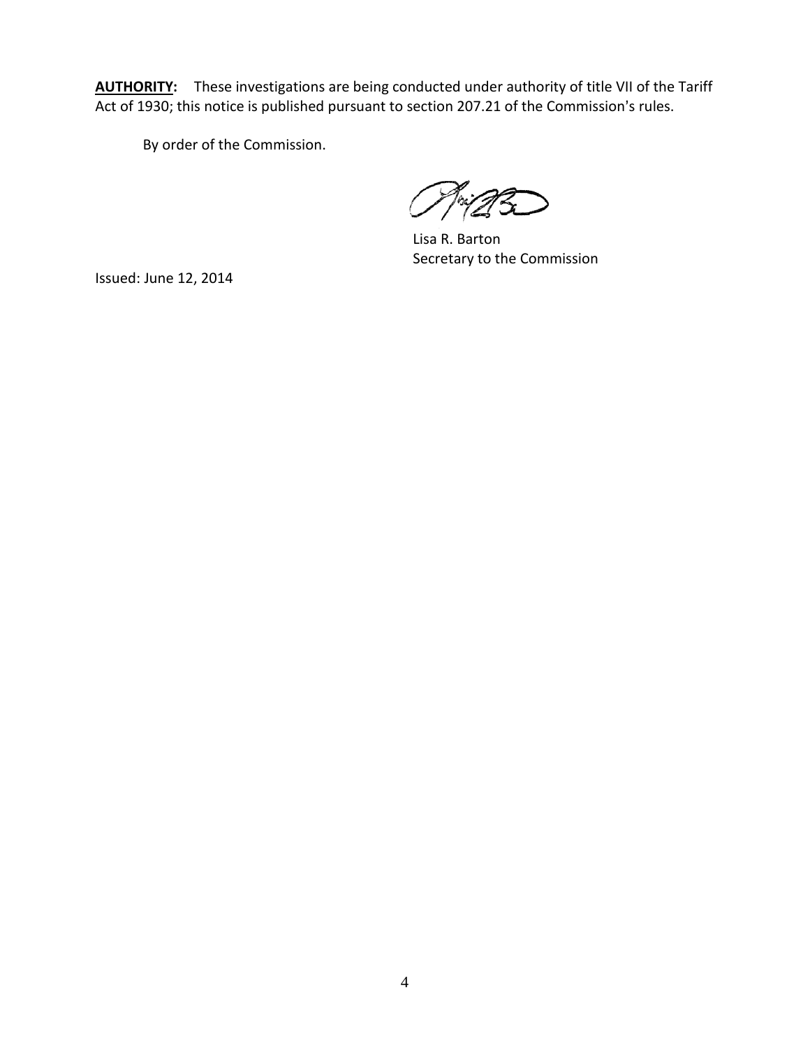**<u>AUTHORITY</u>:** These investigations are being conducted under authority of title VII of the Tariff Act of 1930; this notice is published pursuant to section 207.21 of the Commission's rules.

By order of the Commission.

Lisa R. Barton
Secretary to the Commission

Issued: June 12, 2014